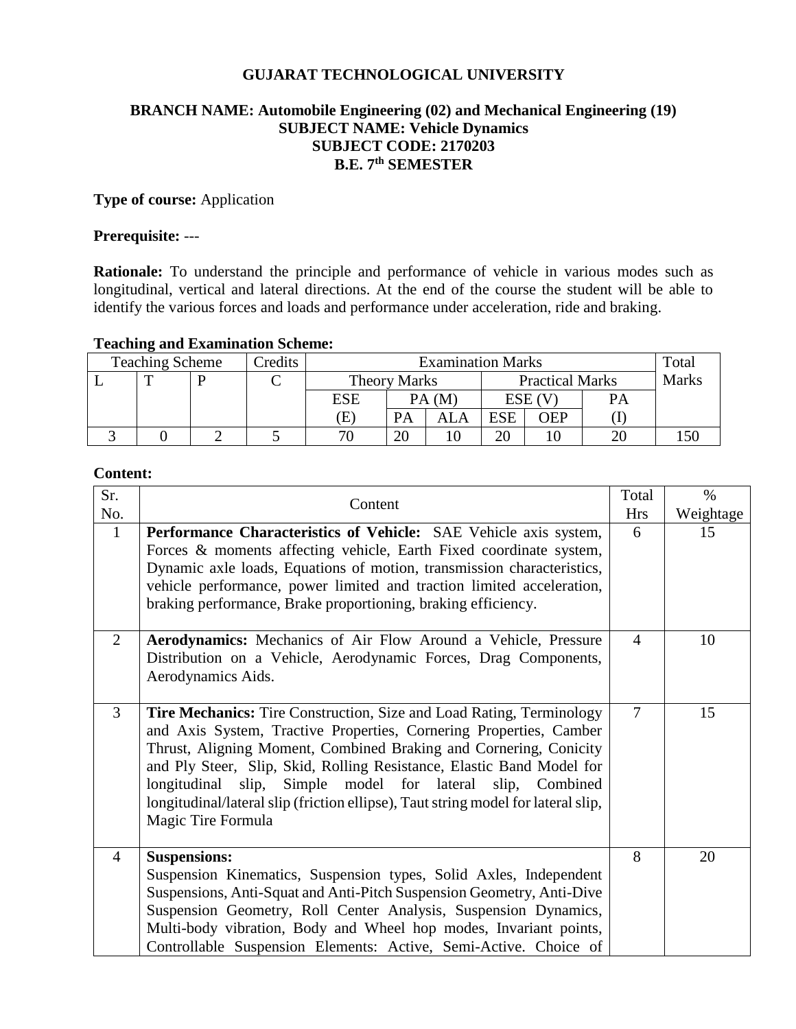**GUJARAT TECHNOLOGICAL UNIVERSITY**

**BRANCH NAME: Automobile Engineering (02) and Mechanical Engineering (19)**
**SUBJECT NAME: Vehicle Dynamics**
**SUBJECT CODE: 2170203**
**B.E. 7th SEMESTER**

**Type of course:** Application

**Prerequisite:** ---

**Rationale:** To understand the principle and performance of vehicle in various modes such as longitudinal, vertical and lateral directions. At the end of the course the student will be able to identify the various forces and loads and performance under acceleration, ride and braking.

**Teaching and Examination Scheme:**

| Teaching Scheme | | | Credits | Examination Marks | | | | | | Total Marks |
|---|---|---|---|---|---|---|---|---|---|---|
| L | T | P | C | Theory Marks | | | Practical Marks | | | |
| | | | | ESE (E) | PA (M) | | ESE (V) | | PA (I) | |
| | | | | | PA | ALA | ESE | OEP | | |
| 3 | 0 | 2 | 5 | 70 | 20 | 10 | 20 | 10 | 20 | 150 |

**Content:**

| Sr. No. | Content | Total Hrs | % Weightage |
|---|---|---|---|
| 1 | **Performance Characteristics of Vehicle:** SAE Vehicle axis system, Forces & moments affecting vehicle, Earth Fixed coordinate system, Dynamic axle loads, Equations of motion, transmission characteristics, vehicle performance, power limited and traction limited acceleration, braking performance, Brake proportioning, braking efficiency. | 6 | 15 |
| 2 | **Aerodynamics:** Mechanics of Air Flow Around a Vehicle, Pressure Distribution on a Vehicle, Aerodynamic Forces, Drag Components, Aerodynamics Aids. | 4 | 10 |
| 3 | **Tire Mechanics:** Tire Construction, Size and Load Rating, Terminology and Axis System, Tractive Properties, Cornering Properties, Camber Thrust, Aligning Moment, Combined Braking and Cornering, Conicity and Ply Steer, Slip, Skid, Rolling Resistance, Elastic Band Model for longitudinal slip, Simple model for lateral slip, Combined longitudinal/lateral slip (friction ellipse), Taut string model for lateral slip, Magic Tire Formula | 7 | 15 |
| 4 | **Suspensions:** Suspension Kinematics, Suspension types, Solid Axles, Independent Suspensions, Anti-Squat and Anti-Pitch Suspension Geometry, Anti-Dive Suspension Geometry, Roll Center Analysis, Suspension Dynamics, Multi-body vibration, Body and Wheel hop modes, Invariant points, Controllable Suspension Elements: Active, Semi-Active. Choice of | 8 | 20 |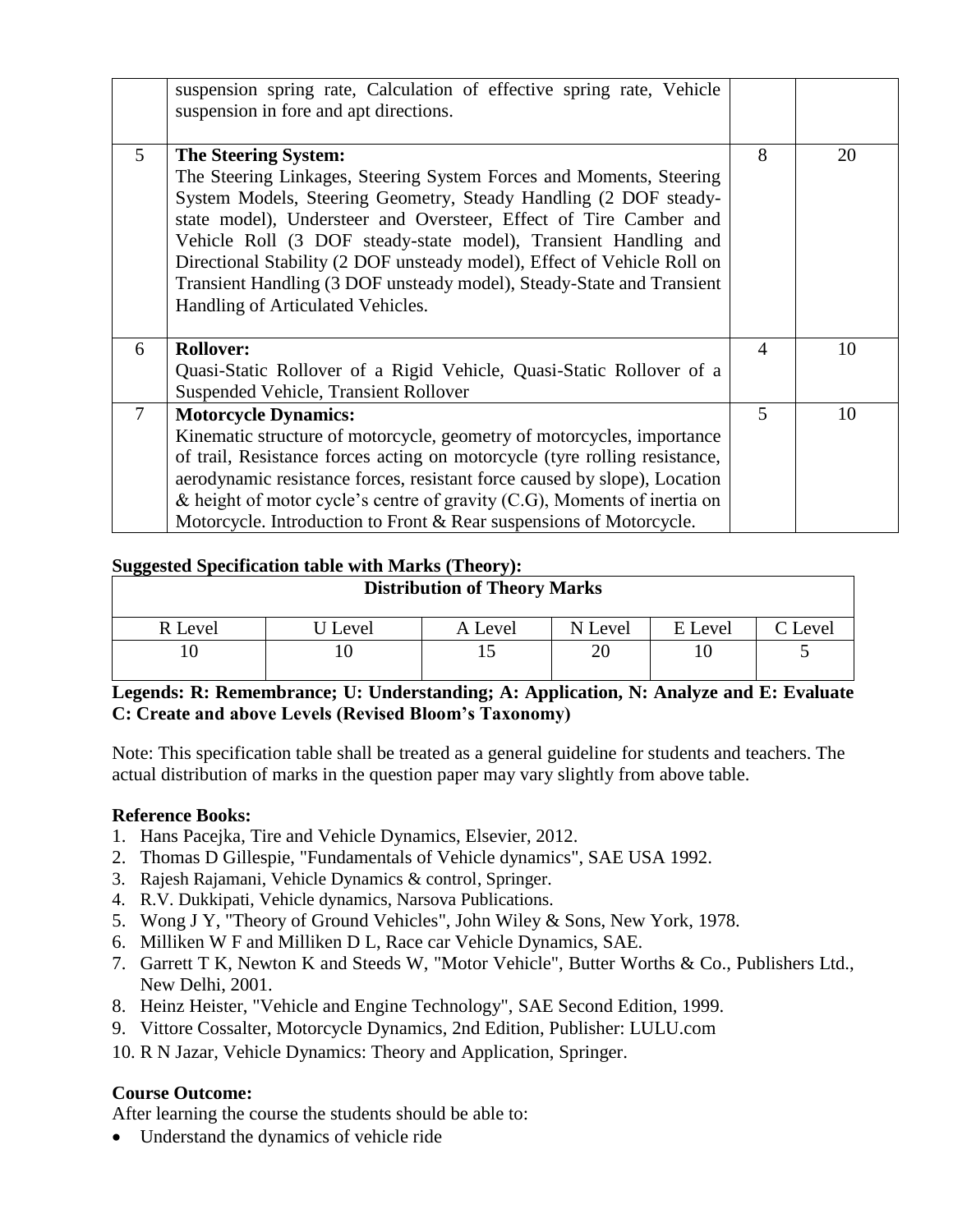|  | suspension spring rate, Calculation of effective spring rate, Vehicle suspension in fore and apt directions. |  |  |
|---|---|---|---|
| 5 | **The Steering System:** The Steering Linkages, Steering System Forces and Moments, Steering System Models, Steering Geometry, Steady Handling (2 DOF steady-state model), Understeer and Oversteer, Effect of Tire Camber and Vehicle Roll (3 DOF steady-state model), Transient Handling and Directional Stability (2 DOF unsteady model), Effect of Vehicle Roll on Transient Handling (3 DOF unsteady model), Steady-State and Transient Handling of Articulated Vehicles. | 8 | 20 |
| 6 | **Rollover:** Quasi-Static Rollover of a Rigid Vehicle, Quasi-Static Rollover of a Suspended Vehicle, Transient Rollover | 4 | 10 |
| 7 | **Motorcycle Dynamics:** Kinematic structure of motorcycle, geometry of motorcycles, importance of trail, Resistance forces acting on motorcycle (tyre rolling resistance, aerodynamic resistance forces, resistant force caused by slope), Location & height of motor cycle's centre of gravity (C.G), Moments of inertia on Motorcycle. Introduction to Front & Rear suspensions of Motorcycle. | 5 | 10 |

**Suggested Specification table with Marks (Theory):**

| Distribution of Theory Marks | | | | | |
|---|---|---|---|---|---|
| R Level | U Level | A Level | N Level | E Level | C Level |
| 10 | 10 | 15 | 20 | 10 | 5 |

**Legends: R: Remembrance; U: Understanding; A: Application, N: Analyze and E: Evaluate C: Create and above Levels (Revised Bloom's Taxonomy)**

Note: This specification table shall be treated as a general guideline for students and teachers. The actual distribution of marks in the question paper may vary slightly from above table.

**Reference Books:**

1. Hans Pacejka, Tire and Vehicle Dynamics, Elsevier, 2012.
2. Thomas D Gillespie, "Fundamentals of Vehicle dynamics", SAE USA 1992.
3. Rajesh Rajamani, Vehicle Dynamics & control, Springer.
4. R.V. Dukkipati, Vehicle dynamics, Narsova Publications.
5. Wong J Y, "Theory of Ground Vehicles", John Wiley & Sons, New York, 1978.
6. Milliken W F and Milliken D L, Race car Vehicle Dynamics, SAE.
7. Garrett T K, Newton K and Steeds W, "Motor Vehicle", Butter Worths & Co., Publishers Ltd., New Delhi, 2001.
8. Heinz Heister, "Vehicle and Engine Technology", SAE Second Edition, 1999.
9. Vittore Cossalter, Motorcycle Dynamics, 2nd Edition, Publisher: LULU.com
10. R N Jazar, Vehicle Dynamics: Theory and Application, Springer.

**Course Outcome:**

After learning the course the students should be able to:

- Understand the dynamics of vehicle ride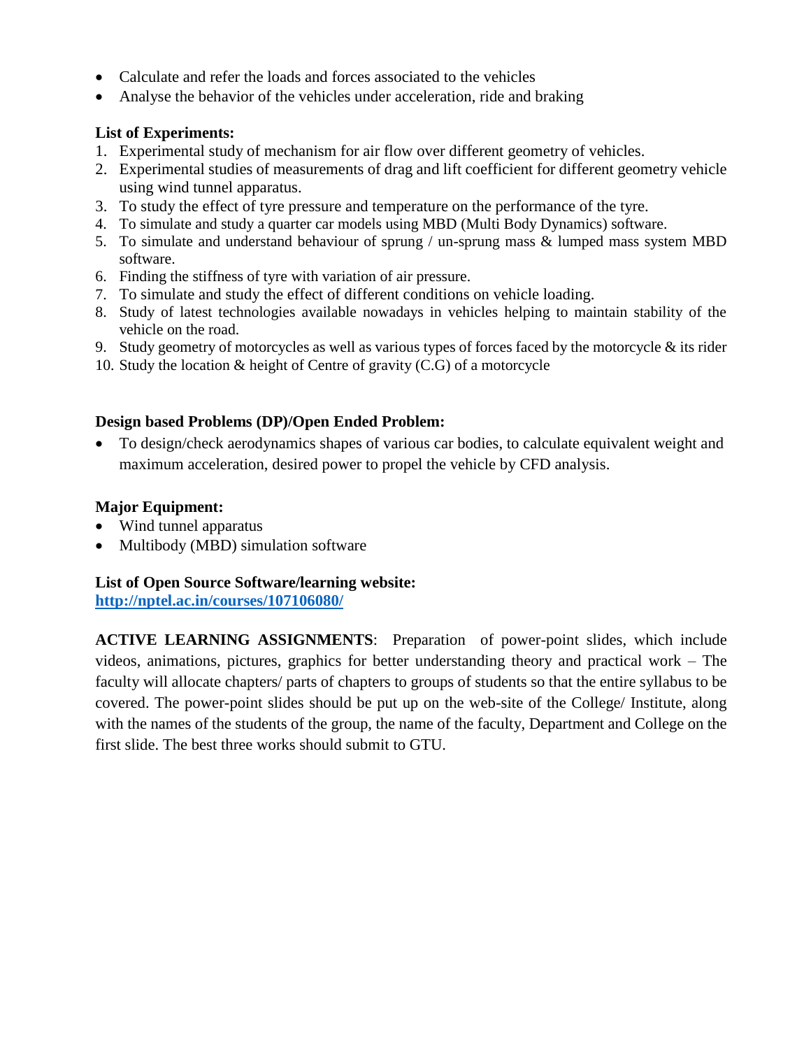- Calculate and refer the loads and forces associated to the vehicles
- Analyse the behavior of the vehicles under acceleration, ride and braking

**List of Experiments:**

1. Experimental study of mechanism for air flow over different geometry of vehicles.
2. Experimental studies of measurements of drag and lift coefficient for different geometry vehicle using wind tunnel apparatus.
3. To study the effect of tyre pressure and temperature on the performance of the tyre.
4. To simulate and study a quarter car models using MBD (Multi Body Dynamics) software.
5. To simulate and understand behaviour of sprung / un-sprung mass & lumped mass system MBD software.
6. Finding the stiffness of tyre with variation of air pressure.
7. To simulate and study the effect of different conditions on vehicle loading.
8. Study of latest technologies available nowadays in vehicles helping to maintain stability of the vehicle on the road.
9. Study geometry of motorcycles as well as various types of forces faced by the motorcycle & its rider
10. Study the location & height of Centre of gravity (C.G) of a motorcycle

**Design based Problems (DP)/Open Ended Problem:**

- To design/check aerodynamics shapes of various car bodies, to calculate equivalent weight and maximum acceleration, desired power to propel the vehicle by CFD analysis.

**Major Equipment:**

- Wind tunnel apparatus
- Multibody (MBD) simulation software

**List of Open Source Software/learning website:**

**http://nptel.ac.in/courses/107106080/**

**ACTIVE LEARNING ASSIGNMENTS**: Preparation of power-point slides, which include videos, animations, pictures, graphics for better understanding theory and practical work – The faculty will allocate chapters/ parts of chapters to groups of students so that the entire syllabus to be covered. The power-point slides should be put up on the web-site of the College/ Institute, along with the names of the students of the group, the name of the faculty, Department and College on the first slide. The best three works should submit to GTU.